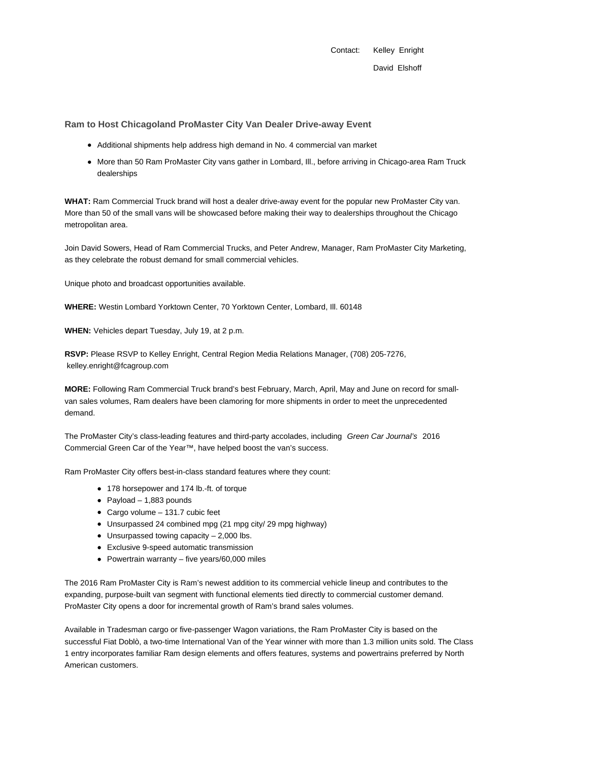Contact: Kelley Enright

David Elshoff

## Ram to Host Chicagoland ProMaster City Van Dealer Drive-away Event

- Additional shipments help address high demand in No. 4 commercial van market
- More than 50 Ram ProMaster City vans gather in Lombard, Ill., before arriving in Chicago-area Ram Truck dealerships

**WHAT:** Ram Commercial Truck brand will host a dealer drive-away event for the popular new ProMaster City van. More than 50 of the small vans will be showcased before making their way to dealerships throughout the Chicago metropolitan area.

Join David Sowers, Head of Ram Commercial Trucks, and Peter Andrew, Manager, Ram ProMaster City Marketing, as they celebrate the robust demand for small commercial vehicles.

Unique photo and broadcast opportunities available.

**WHERE:** Westin Lombard Yorktown Center, 70 Yorktown Center, Lombard, Ill. 60148

**WHEN:** Vehicles depart Tuesday, July 19, at 2 p.m.

**RSVP:** Please RSVP to Kelley Enright, Central Region Media Relations Manager, (708) 205-7276, kelley.enright@fcagroup.com

**MORE:** Following Ram Commercial Truck brand's best February, March, April, May and June on record for small-van sales volumes, Ram dealers have been clamoring for more shipments in order to meet the unprecedented demand.

The ProMaster City's class-leading features and third-party accolades, including *Green Car Journal's* 2016 Commercial Green Car of the Year™, have helped boost the van's success.

Ram ProMaster City offers best-in-class standard features where they count:

- 178 horsepower and 174 lb.-ft. of torque
- Payload – 1,883 pounds
- Cargo volume – 131.7 cubic feet
- Unsurpassed 24 combined mpg (21 mpg city/ 29 mpg highway)
- Unsurpassed towing capacity – 2,000 lbs.
- Exclusive 9-speed automatic transmission
- Powertrain warranty – five years/60,000 miles

The 2016 Ram ProMaster City is Ram's newest addition to its commercial vehicle lineup and contributes to the expanding, purpose-built van segment with functional elements tied directly to commercial customer demand. ProMaster City opens a door for incremental growth of Ram's brand sales volumes.

Available in Tradesman cargo or five-passenger Wagon variations, the Ram ProMaster City is based on the successful Fiat Doblò, a two-time International Van of the Year winner with more than 1.3 million units sold. The Class 1 entry incorporates familiar Ram design elements and offers features, systems and powertrains preferred by North American customers.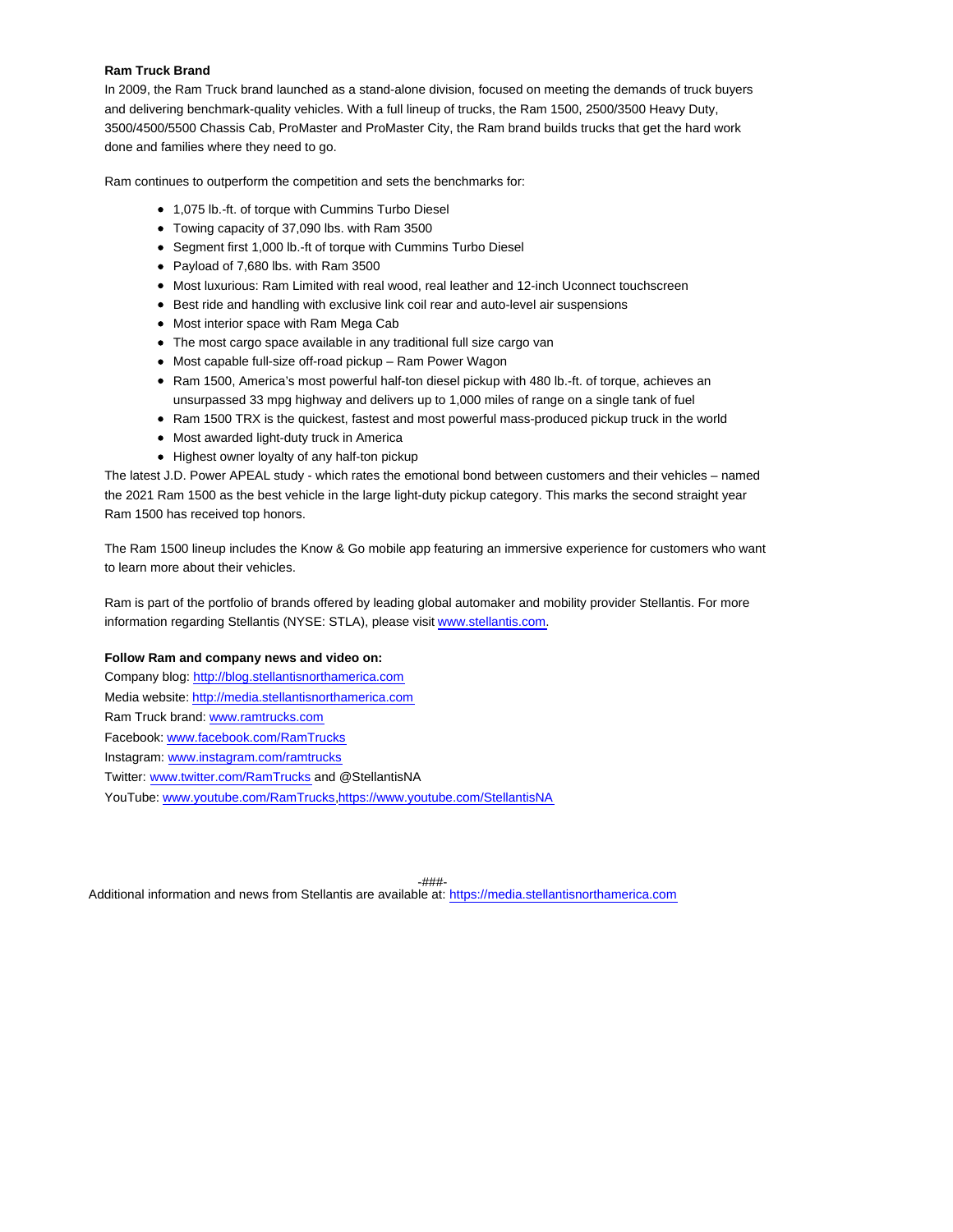**Ram Truck Brand**

In 2009, the Ram Truck brand launched as a stand-alone division, focused on meeting the demands of truck buyers and delivering benchmark-quality vehicles. With a full lineup of trucks, the Ram 1500, 2500/3500 Heavy Duty, 3500/4500/5500 Chassis Cab, ProMaster and ProMaster City, the Ram brand builds trucks that get the hard work done and families where they need to go.

Ram continues to outperform the competition and sets the benchmarks for:

- 1,075 lb.-ft. of torque with Cummins Turbo Diesel
- Towing capacity of 37,090 lbs. with Ram 3500
- Segment first 1,000 lb.-ft of torque with Cummins Turbo Diesel
- Payload of 7,680 lbs. with Ram 3500
- Most luxurious: Ram Limited with real wood, real leather and 12-inch Uconnect touchscreen
- Best ride and handling with exclusive link coil rear and auto-level air suspensions
- Most interior space with Ram Mega Cab
- The most cargo space available in any traditional full size cargo van
- Most capable full-size off-road pickup – Ram Power Wagon
- Ram 1500, America's most powerful half-ton diesel pickup with 480 lb.-ft. of torque, achieves an unsurpassed 33 mpg highway and delivers up to 1,000 miles of range on a single tank of fuel
- Ram 1500 TRX is the quickest, fastest and most powerful mass-produced pickup truck in the world
- Most awarded light-duty truck in America
- Highest owner loyalty of any half-ton pickup

The latest J.D. Power APEAL study - which rates the emotional bond between customers and their vehicles – named the 2021 Ram 1500 as the best vehicle in the large light-duty pickup category. This marks the second straight year Ram 1500 has received top honors.

The Ram 1500 lineup includes the Know & Go mobile app featuring an immersive experience for customers who want to learn more about their vehicles.

Ram is part of the portfolio of brands offered by leading global automaker and mobility provider Stellantis. For more information regarding Stellantis (NYSE: STLA), please visit www.stellantis.com.

**Follow Ram and company news and video on:**

Company blog: http://blog.stellantisnorthamerica.com
Media website: http://media.stellantisnorthamerica.com
Ram Truck brand: www.ramtrucks.com
Facebook: www.facebook.com/RamTrucks
Instagram: www.instagram.com/ramtrucks
Twitter: www.twitter.com/RamTrucks and @StellantisNA
YouTube: www.youtube.com/RamTrucks,https://www.youtube.com/StellantisNA

-###-

Additional information and news from Stellantis are available at: https://media.stellantisnorthamerica.com